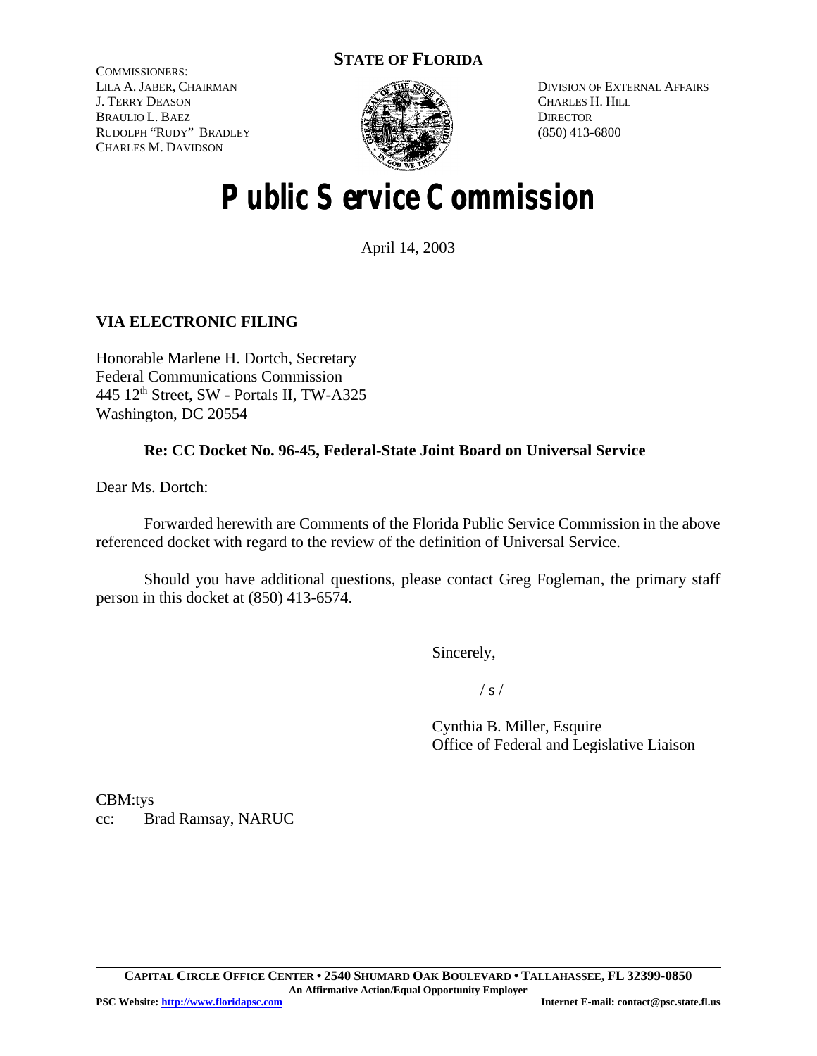**STATE OF FLORIDA**

COMMISSIONERS:
LILA A. JABER, CHAIRMAN
J. TERRY DEASON
BRAULIO L. BAEZ
RUDOLPH "RUDY" BRADLEY
CHARLES M. DAVIDSON

DIVISION OF EXTERNAL AFFAIRS
CHARLES H. HILL
DIRECTOR
(850) 413-6800

# Public Service Commission

April 14, 2003

**VIA ELECTRONIC FILING**

Honorable Marlene H. Dortch, Secretary
Federal Communications Commission
445 12th Street, SW - Portals II, TW-A325
Washington, DC 20554

**Re: CC Docket No. 96-45, Federal-State Joint Board on Universal Service**

Dear Ms. Dortch:

Forwarded herewith are Comments of the Florida Public Service Commission in the above referenced docket with regard to the review of the definition of Universal Service.

Should you have additional questions, please contact Greg Fogleman, the primary staff person in this docket at (850) 413-6574.

Sincerely,

/ s /

Cynthia B. Miller, Esquire
Office of Federal and Legislative Liaison

CBM:tys
cc: Brad Ramsay, NARUC

**CAPITAL CIRCLE OFFICE CENTER • 2540 SHUMARD OAK BOULEVARD • TALLAHASSEE, FL 32399-0850**
**An Affirmative Action/Equal Opportunity Employer**
**PSC Website: http://www.floridapsc.com** **Internet E-mail: contact@psc.state.fl.us**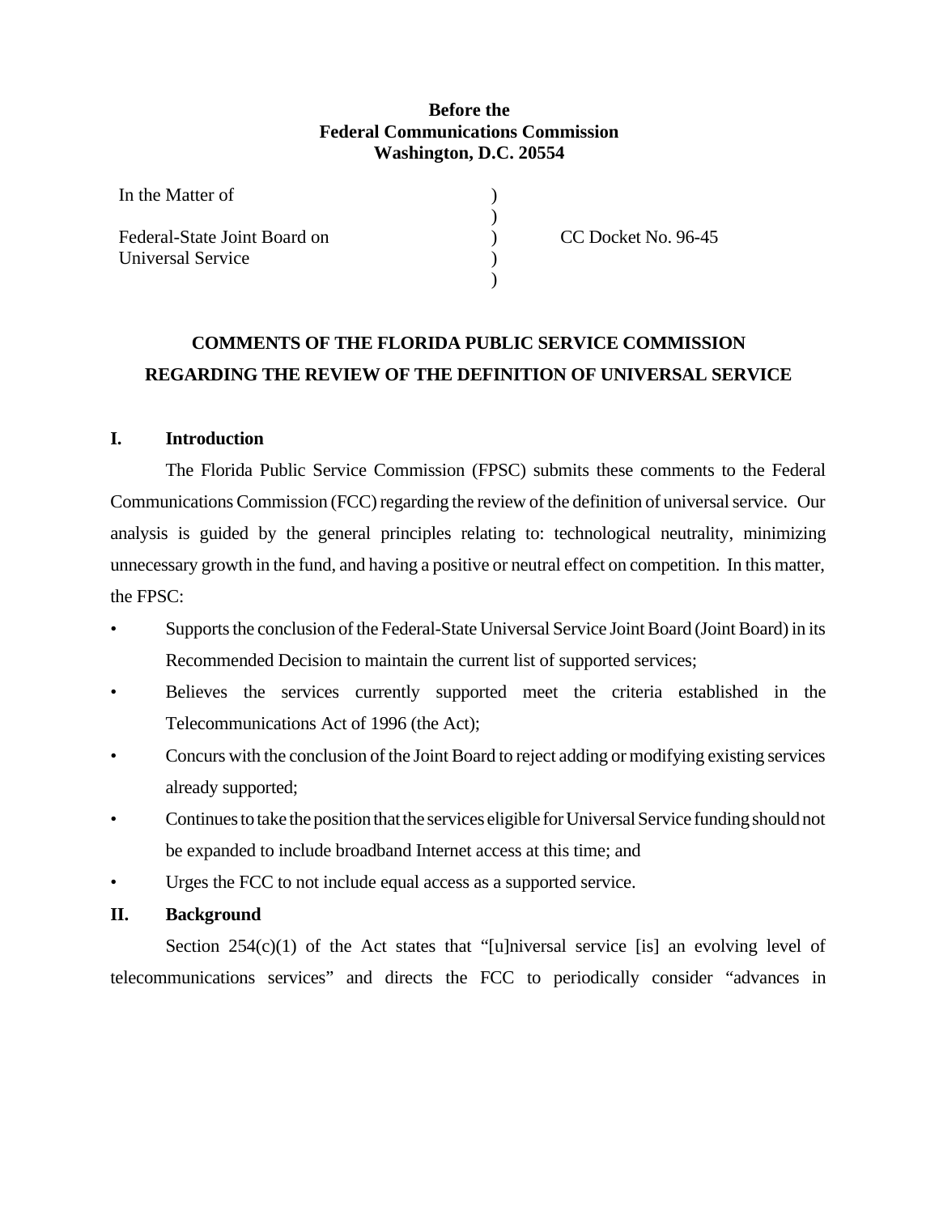**Before the**
**Federal Communications Commission**
**Washington, D.C. 20554**

| | | |
|---|---|---|
| In the Matter of | ) | |
| | ) | |
| Federal-State Joint Board on | ) | CC Docket No. 96-45 |
| Universal Service | ) | |
| | ) | |

## COMMENTS OF THE FLORIDA PUBLIC SERVICE COMMISSION REGARDING THE REVIEW OF THE DEFINITION OF UNIVERSAL SERVICE

### I. Introduction

The Florida Public Service Commission (FPSC) submits these comments to the Federal Communications Commission (FCC) regarding the review of the definition of universal service. Our analysis is guided by the general principles relating to: technological neutrality, minimizing unnecessary growth in the fund, and having a positive or neutral effect on competition. In this matter, the FPSC:

- Supports the conclusion of the Federal-State Universal Service Joint Board (Joint Board) in its Recommended Decision to maintain the current list of supported services;
- Believes the services currently supported meet the criteria established in the Telecommunications Act of 1996 (the Act);
- Concurs with the conclusion of the Joint Board to reject adding or modifying existing services already supported;
- Continues to take the position that the services eligible for Universal Service funding should not be expanded to include broadband Internet access at this time; and
- Urges the FCC to not include equal access as a supported service.

### II. Background

Section 254(c)(1) of the Act states that "[u]niversal service [is] an evolving level of telecommunications services" and directs the FCC to periodically consider "advances in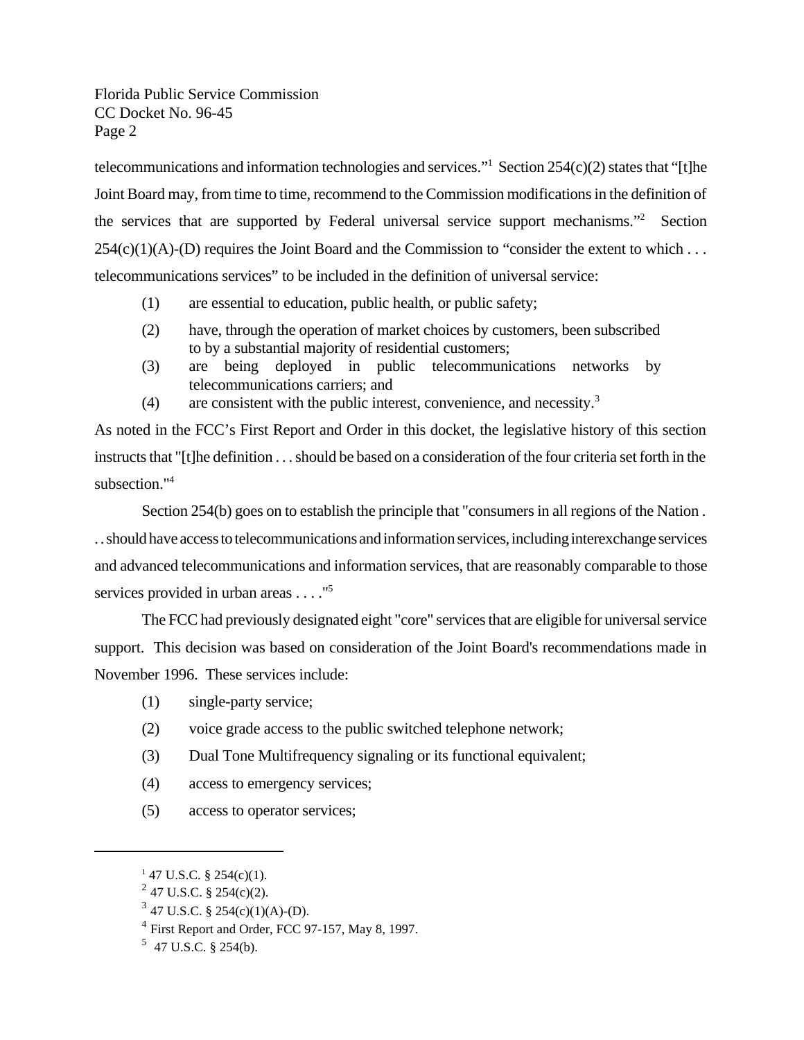telecommunications and information technologies and services."[1] Section 254(c)(2) states that "[t]he Joint Board may, from time to time, recommend to the Commission modifications in the definition of the services that are supported by Federal universal service support mechanisms."[2] Section 254(c)(1)(A)-(D) requires the Joint Board and the Commission to "consider the extent to which . . . telecommunications services" to be included in the definition of universal service:

(1) are essential to education, public health, or public safety;

(2) have, through the operation of market choices by customers, been subscribed to by a substantial majority of residential customers;

(3) are being deployed in public telecommunications networks by telecommunications carriers; and

(4) are consistent with the public interest, convenience, and necessity.[3]

As noted in the FCC's First Report and Order in this docket, the legislative history of this section instructs that "[t]he definition . . . should be based on a consideration of the four criteria set forth in the subsection."[4]

Section 254(b) goes on to establish the principle that "consumers in all regions of the Nation . . . should have access to telecommunications and information services, including interexchange services and advanced telecommunications and information services, that are reasonably comparable to those services provided in urban areas . . . ."[5]

The FCC had previously designated eight "core" services that are eligible for universal service support. This decision was based on consideration of the Joint Board's recommendations made in November 1996. These services include:

(1) single-party service;

(2) voice grade access to the public switched telephone network;

(3) Dual Tone Multifrequency signaling or its functional equivalent;

(4) access to emergency services;

(5) access to operator services;

---

[1] 47 U.S.C. § 254(c)(1).

[2] 47 U.S.C. § 254(c)(2).

[3] 47 U.S.C. § 254(c)(1)(A)-(D).

[4] First Report and Order, FCC 97-157, May 8, 1997.

[5] 47 U.S.C. § 254(b).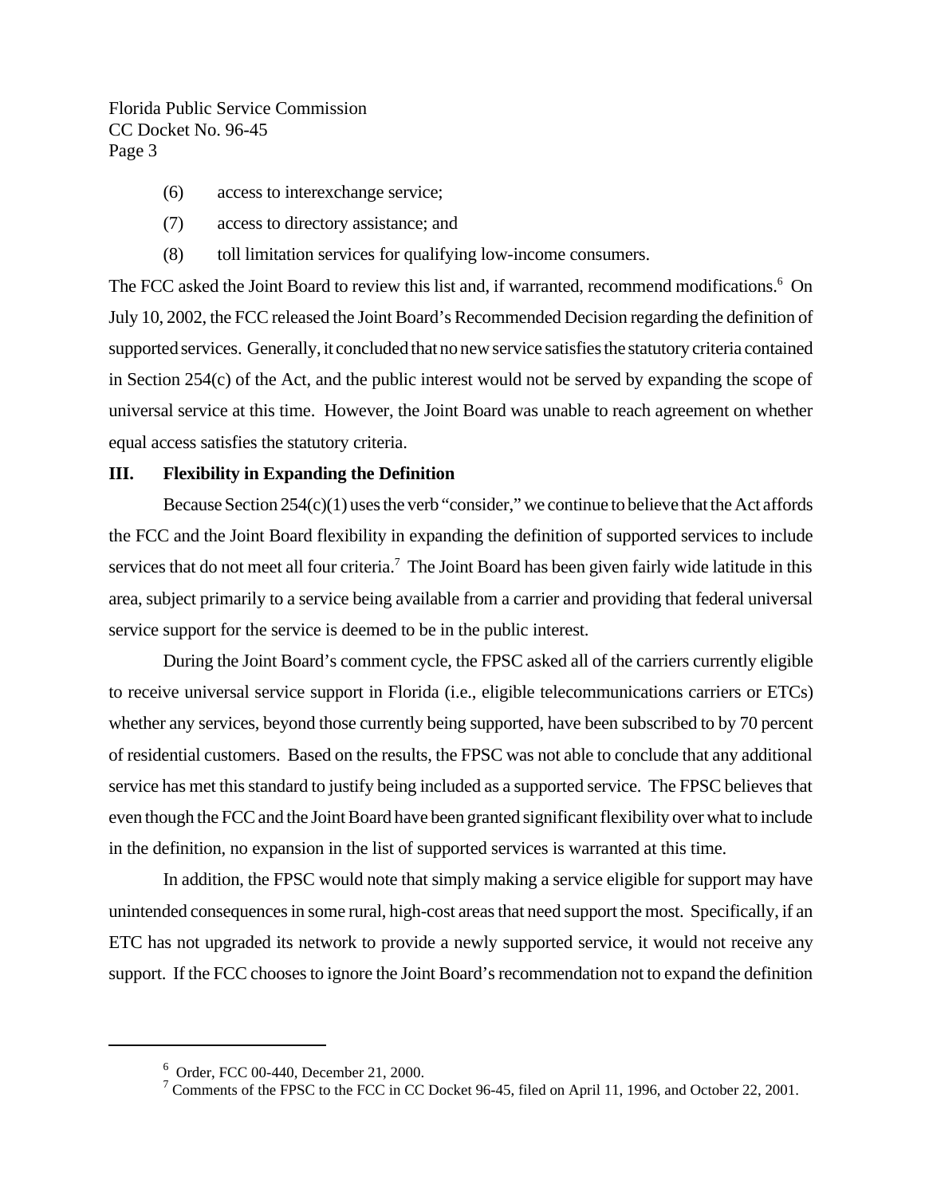(6) access to interexchange service;

(7) access to directory assistance; and

(8) toll limitation services for qualifying low-income consumers.

The FCC asked the Joint Board to review this list and, if warranted, recommend modifications.[6] On July 10, 2002, the FCC released the Joint Board's Recommended Decision regarding the definition of supported services. Generally, it concluded that no new service satisfies the statutory criteria contained in Section 254(c) of the Act, and the public interest would not be served by expanding the scope of universal service at this time. However, the Joint Board was unable to reach agreement on whether equal access satisfies the statutory criteria.

## III. Flexibility in Expanding the Definition

Because Section 254(c)(1) uses the verb "consider," we continue to believe that the Act affords the FCC and the Joint Board flexibility in expanding the definition of supported services to include services that do not meet all four criteria.[7] The Joint Board has been given fairly wide latitude in this area, subject primarily to a service being available from a carrier and providing that federal universal service support for the service is deemed to be in the public interest.

During the Joint Board's comment cycle, the FPSC asked all of the carriers currently eligible to receive universal service support in Florida (i.e., eligible telecommunications carriers or ETCs) whether any services, beyond those currently being supported, have been subscribed to by 70 percent of residential customers. Based on the results, the FPSC was not able to conclude that any additional service has met this standard to justify being included as a supported service. The FPSC believes that even though the FCC and the Joint Board have been granted significant flexibility over what to include in the definition, no expansion in the list of supported services is warranted at this time.

In addition, the FPSC would note that simply making a service eligible for support may have unintended consequences in some rural, high-cost areas that need support the most. Specifically, if an ETC has not upgraded its network to provide a newly supported service, it would not receive any support. If the FCC chooses to ignore the Joint Board's recommendation not to expand the definition

---

[6] Order, FCC 00-440, December 21, 2000.

[7] Comments of the FPSC to the FCC in CC Docket 96-45, filed on April 11, 1996, and October 22, 2001.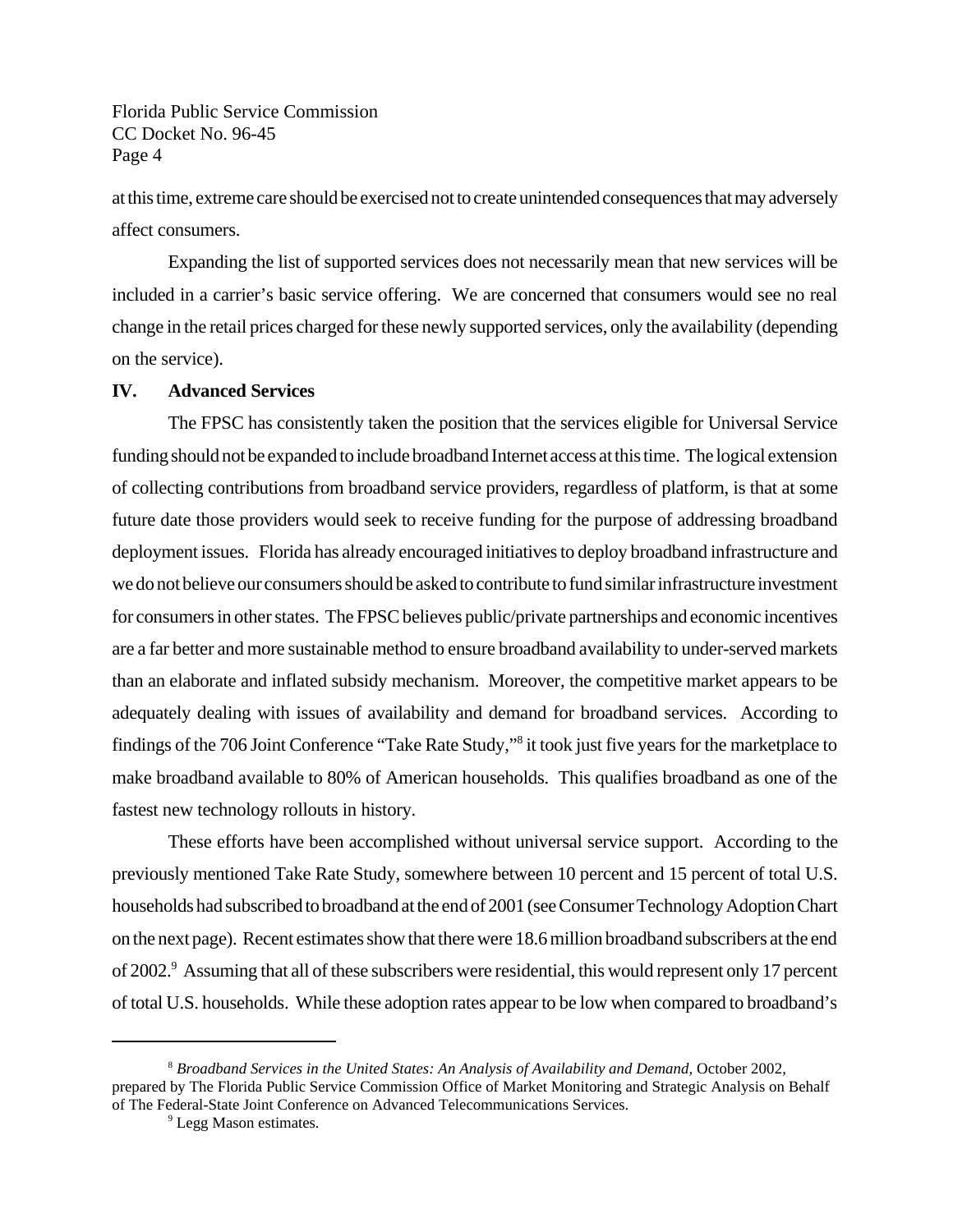at this time, extreme care should be exercised not to create unintended consequences that may adversely affect consumers.

Expanding the list of supported services does not necessarily mean that new services will be included in a carrier's basic service offering. We are concerned that consumers would see no real change in the retail prices charged for these newly supported services, only the availability (depending on the service).

## IV. Advanced Services

The FPSC has consistently taken the position that the services eligible for Universal Service funding should not be expanded to include broadband Internet access at this time. The logical extension of collecting contributions from broadband service providers, regardless of platform, is that at some future date those providers would seek to receive funding for the purpose of addressing broadband deployment issues. Florida has already encouraged initiatives to deploy broadband infrastructure and we do not believe our consumers should be asked to contribute to fund similar infrastructure investment for consumers in other states. The FPSC believes public/private partnerships and economic incentives are a far better and more sustainable method to ensure broadband availability to under-served markets than an elaborate and inflated subsidy mechanism. Moreover, the competitive market appears to be adequately dealing with issues of availability and demand for broadband services. According to findings of the 706 Joint Conference "Take Rate Study,"[8] it took just five years for the marketplace to make broadband available to 80% of American households. This qualifies broadband as one of the fastest new technology rollouts in history.

These efforts have been accomplished without universal service support. According to the previously mentioned Take Rate Study, somewhere between 10 percent and 15 percent of total U.S. households had subscribed to broadband at the end of 2001 (see Consumer Technology Adoption Chart on the next page). Recent estimates show that there were 18.6 million broadband subscribers at the end of 2002.[9] Assuming that all of these subscribers were residential, this would represent only 17 percent of total U.S. households. While these adoption rates appear to be low when compared to broadband's

---

[8] *Broadband Services in the United States: An Analysis of Availability and Demand,* October 2002, prepared by The Florida Public Service Commission Office of Market Monitoring and Strategic Analysis on Behalf of The Federal-State Joint Conference on Advanced Telecommunications Services.

[9] Legg Mason estimates.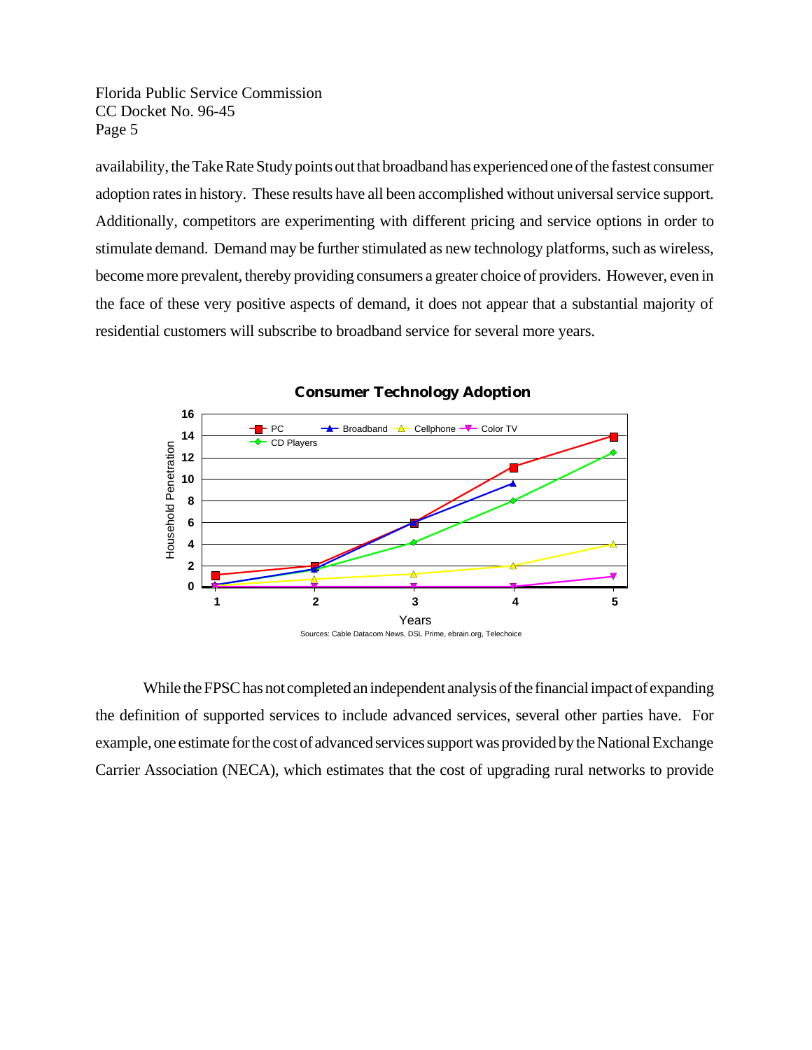availability, the Take Rate Study points out that broadband has experienced one of the fastest consumer adoption rates in history. These results have all been accomplished without universal service support. Additionally, competitors are experimenting with different pricing and service options in order to stimulate demand. Demand may be further stimulated as new technology platforms, such as wireless, become more prevalent, thereby providing consumers a greater choice of providers. However, even in the face of these very positive aspects of demand, it does not appear that a substantial majority of residential customers will subscribe to broadband service for several more years.

**Consumer Technology Adoption**

Sources: Cable Datacom News, DSL Prime, ebrain.org, Telechoice

While the FPSC has not completed an independent analysis of the financial impact of expanding the definition of supported services to include advanced services, several other parties have. For example, one estimate for the cost of advanced services support was provided by the National Exchange Carrier Association (NECA), which estimates that the cost of upgrading rural networks to provide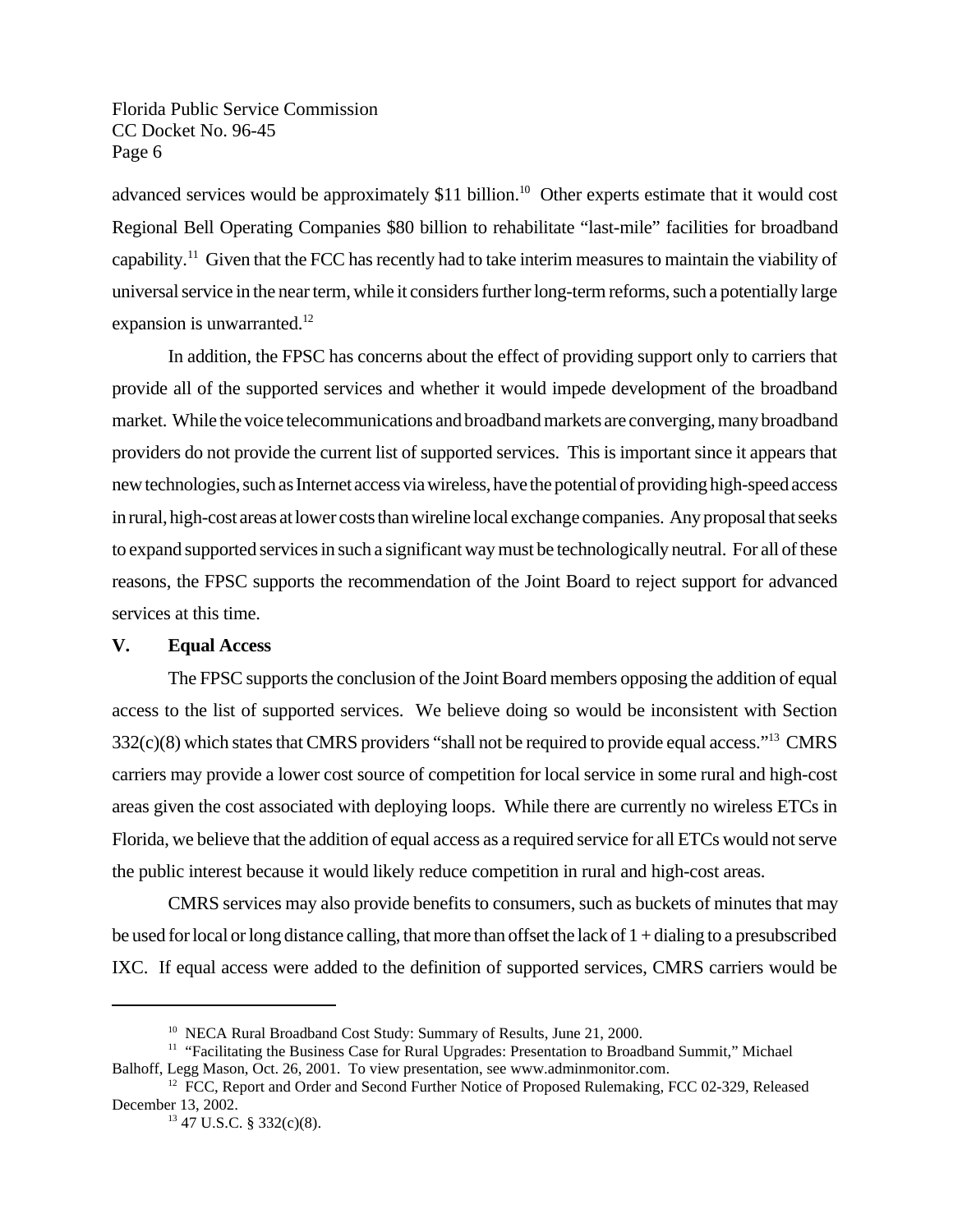advanced services would be approximately $11 billion.[10] Other experts estimate that it would cost Regional Bell Operating Companies $80 billion to rehabilitate "last-mile" facilities for broadband capability.[11] Given that the FCC has recently had to take interim measures to maintain the viability of universal service in the near term, while it considers further long-term reforms, such a potentially large expansion is unwarranted.[12]

In addition, the FPSC has concerns about the effect of providing support only to carriers that provide all of the supported services and whether it would impede development of the broadband market. While the voice telecommunications and broadband markets are converging, many broadband providers do not provide the current list of supported services. This is important since it appears that new technologies, such as Internet access via wireless, have the potential of providing high-speed access in rural, high-cost areas at lower costs than wireline local exchange companies. Any proposal that seeks to expand supported services in such a significant way must be technologically neutral. For all of these reasons, the FPSC supports the recommendation of the Joint Board to reject support for advanced services at this time.

## V. Equal Access

The FPSC supports the conclusion of the Joint Board members opposing the addition of equal access to the list of supported services. We believe doing so would be inconsistent with Section 332(c)(8) which states that CMRS providers "shall not be required to provide equal access."[13] CMRS carriers may provide a lower cost source of competition for local service in some rural and high-cost areas given the cost associated with deploying loops. While there are currently no wireless ETCs in Florida, we believe that the addition of equal access as a required service for all ETCs would not serve the public interest because it would likely reduce competition in rural and high-cost areas.

CMRS services may also provide benefits to consumers, such as buckets of minutes that may be used for local or long distance calling, that more than offset the lack of 1 + dialing to a presubscribed IXC. If equal access were added to the definition of supported services, CMRS carriers would be

---

[10] NECA Rural Broadband Cost Study: Summary of Results, June 21, 2000.

[11] "Facilitating the Business Case for Rural Upgrades: Presentation to Broadband Summit," Michael Balhoff, Legg Mason, Oct. 26, 2001. To view presentation, see www.adminmonitor.com.

[12] FCC, Report and Order and Second Further Notice of Proposed Rulemaking, FCC 02-329, Released December 13, 2002.

[13] 47 U.S.C. § 332(c)(8).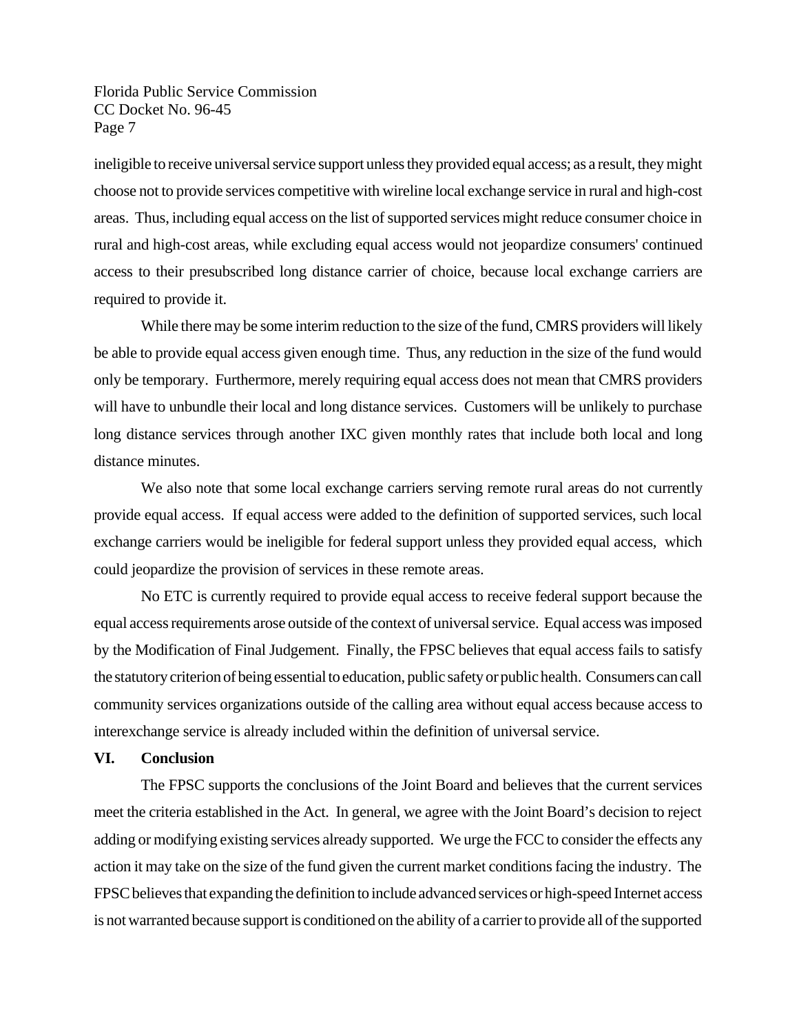ineligible to receive universal service support unless they provided equal access; as a result, they might choose not to provide services competitive with wireline local exchange service in rural and high-cost areas. Thus, including equal access on the list of supported services might reduce consumer choice in rural and high-cost areas, while excluding equal access would not jeopardize consumers' continued access to their presubscribed long distance carrier of choice, because local exchange carriers are required to provide it.

While there may be some interim reduction to the size of the fund, CMRS providers will likely be able to provide equal access given enough time. Thus, any reduction in the size of the fund would only be temporary. Furthermore, merely requiring equal access does not mean that CMRS providers will have to unbundle their local and long distance services. Customers will be unlikely to purchase long distance services through another IXC given monthly rates that include both local and long distance minutes.

We also note that some local exchange carriers serving remote rural areas do not currently provide equal access. If equal access were added to the definition of supported services, such local exchange carriers would be ineligible for federal support unless they provided equal access, which could jeopardize the provision of services in these remote areas.

No ETC is currently required to provide equal access to receive federal support because the equal access requirements arose outside of the context of universal service. Equal access was imposed by the Modification of Final Judgement. Finally, the FPSC believes that equal access fails to satisfy the statutory criterion of being essential to education, public safety or public health. Consumers can call community services organizations outside of the calling area without equal access because access to interexchange service is already included within the definition of universal service.

## VI. Conclusion

The FPSC supports the conclusions of the Joint Board and believes that the current services meet the criteria established in the Act. In general, we agree with the Joint Board's decision to reject adding or modifying existing services already supported. We urge the FCC to consider the effects any action it may take on the size of the fund given the current market conditions facing the industry. The FPSC believes that expanding the definition to include advanced services or high-speed Internet access is not warranted because support is conditioned on the ability of a carrier to provide all of the supported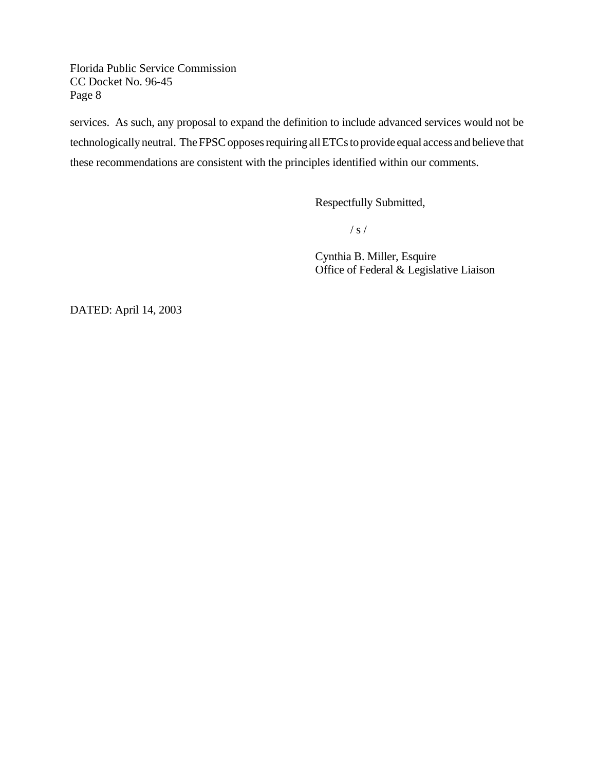services. As such, any proposal to expand the definition to include advanced services would not be technologically neutral. The FPSC opposes requiring all ETCs to provide equal access and believe that these recommendations are consistent with the principles identified within our comments.

Respectfully Submitted,

/ s /

Cynthia B. Miller, Esquire
Office of Federal & Legislative Liaison

DATED: April 14, 2003